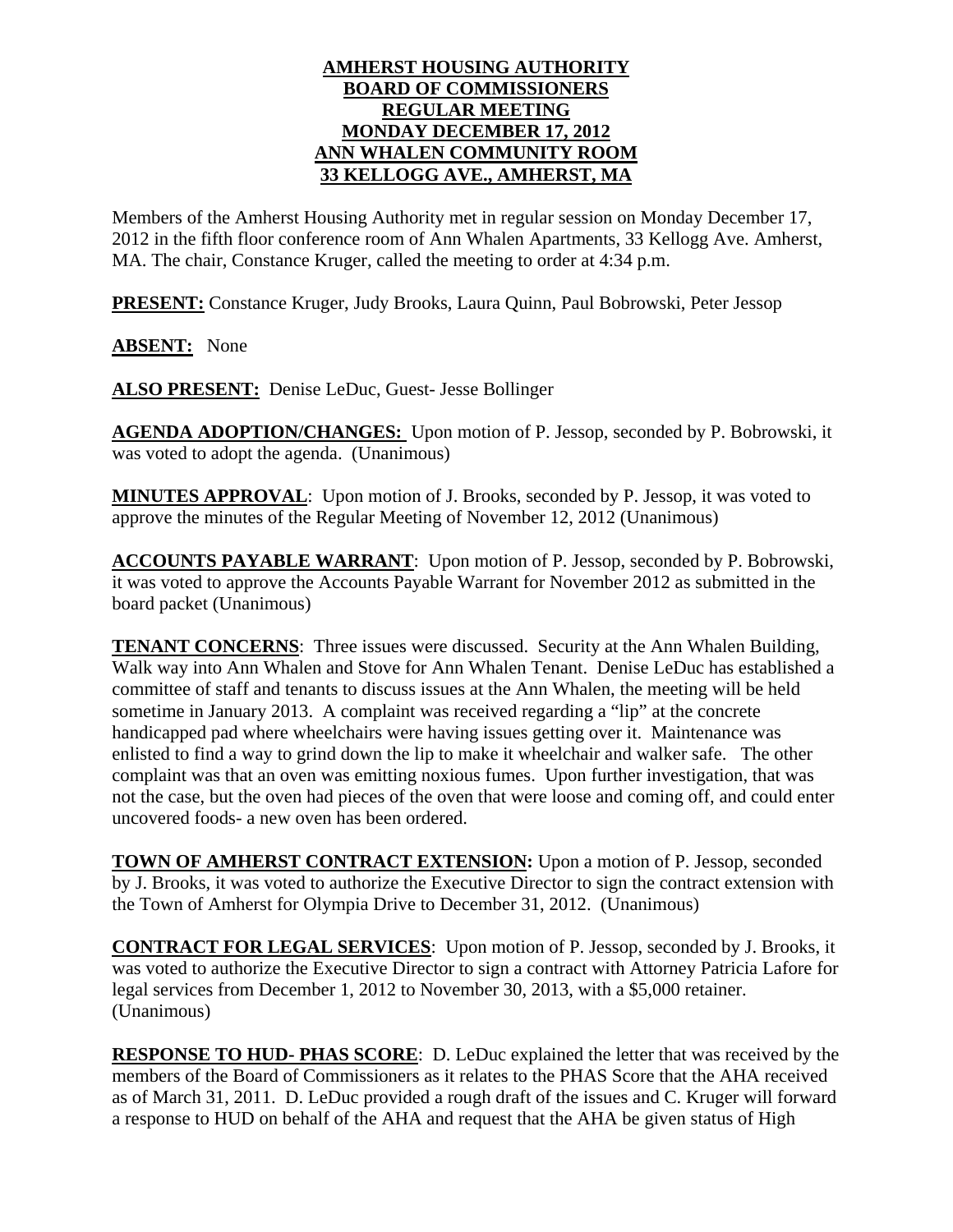**AMHERST HOUSING AUTHORITY**
**BOARD OF COMMISSIONERS**
**REGULAR MEETING**
**MONDAY DECEMBER 17, 2012**
**ANN WHALEN COMMUNITY ROOM**
**33 KELLOGG AVE., AMHERST, MA**

Members of the Amherst Housing Authority met in regular session on Monday December 17, 2012 in the fifth floor conference room of Ann Whalen Apartments, 33 Kellogg Ave. Amherst, MA. The chair, Constance Kruger, called the meeting to order at 4:34 p.m.

**PRESENT:** Constance Kruger, Judy Brooks, Laura Quinn, Paul Bobrowski, Peter Jessop

**ABSENT:** None

**ALSO PRESENT:** Denise LeDuc, Guest- Jesse Bollinger

**AGENDA ADOPTION/CHANGES:** Upon motion of P. Jessop, seconded by P. Bobrowski, it was voted to adopt the agenda. (Unanimous)

**MINUTES APPROVAL**: Upon motion of J. Brooks, seconded by P. Jessop, it was voted to approve the minutes of the Regular Meeting of November 12, 2012 (Unanimous)

**ACCOUNTS PAYABLE WARRANT**: Upon motion of P. Jessop, seconded by P. Bobrowski, it was voted to approve the Accounts Payable Warrant for November 2012 as submitted in the board packet (Unanimous)

**TENANT CONCERNS**: Three issues were discussed. Security at the Ann Whalen Building, Walk way into Ann Whalen and Stove for Ann Whalen Tenant. Denise LeDuc has established a committee of staff and tenants to discuss issues at the Ann Whalen, the meeting will be held sometime in January 2013. A complaint was received regarding a "lip" at the concrete handicapped pad where wheelchairs were having issues getting over it. Maintenance was enlisted to find a way to grind down the lip to make it wheelchair and walker safe. The other complaint was that an oven was emitting noxious fumes. Upon further investigation, that was not the case, but the oven had pieces of the oven that were loose and coming off, and could enter uncovered foods- a new oven has been ordered.

**TOWN OF AMHERST CONTRACT EXTENSION:** Upon a motion of P. Jessop, seconded by J. Brooks, it was voted to authorize the Executive Director to sign the contract extension with the Town of Amherst for Olympia Drive to December 31, 2012. (Unanimous)

**CONTRACT FOR LEGAL SERVICES**: Upon motion of P. Jessop, seconded by J. Brooks, it was voted to authorize the Executive Director to sign a contract with Attorney Patricia Lafore for legal services from December 1, 2012 to November 30, 2013, with a $5,000 retainer. (Unanimous)

**RESPONSE TO HUD- PHAS SCORE**: D. LeDuc explained the letter that was received by the members of the Board of Commissioners as it relates to the PHAS Score that the AHA received as of March 31, 2011. D. LeDuc provided a rough draft of the issues and C. Kruger will forward a response to HUD on behalf of the AHA and request that the AHA be given status of High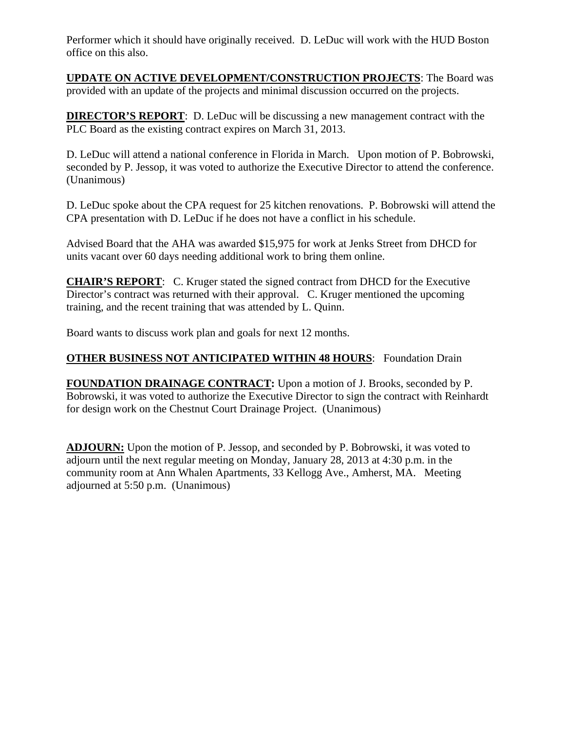Performer which it should have originally received. D. LeDuc will work with the HUD Boston office on this also.

**UPDATE ON ACTIVE DEVELOPMENT/CONSTRUCTION PROJECTS**: The Board was provided with an update of the projects and minimal discussion occurred on the projects.

**DIRECTOR'S REPORT**: D. LeDuc will be discussing a new management contract with the PLC Board as the existing contract expires on March 31, 2013.

D. LeDuc will attend a national conference in Florida in March. Upon motion of P. Bobrowski, seconded by P. Jessop, it was voted to authorize the Executive Director to attend the conference. (Unanimous)

D. LeDuc spoke about the CPA request for 25 kitchen renovations. P. Bobrowski will attend the CPA presentation with D. LeDuc if he does not have a conflict in his schedule.

Advised Board that the AHA was awarded $15,975 for work at Jenks Street from DHCD for units vacant over 60 days needing additional work to bring them online.

**CHAIR'S REPORT**: C. Kruger stated the signed contract from DHCD for the Executive Director's contract was returned with their approval. C. Kruger mentioned the upcoming training, and the recent training that was attended by L. Quinn.

Board wants to discuss work plan and goals for next 12 months.

**OTHER BUSINESS NOT ANTICIPATED WITHIN 48 HOURS**: Foundation Drain

**FOUNDATION DRAINAGE CONTRACT:** Upon a motion of J. Brooks, seconded by P. Bobrowski, it was voted to authorize the Executive Director to sign the contract with Reinhardt for design work on the Chestnut Court Drainage Project. (Unanimous)

**ADJOURN:** Upon the motion of P. Jessop, and seconded by P. Bobrowski, it was voted to adjourn until the next regular meeting on Monday, January 28, 2013 at 4:30 p.m. in the community room at Ann Whalen Apartments, 33 Kellogg Ave., Amherst, MA. Meeting adjourned at 5:50 p.m. (Unanimous)